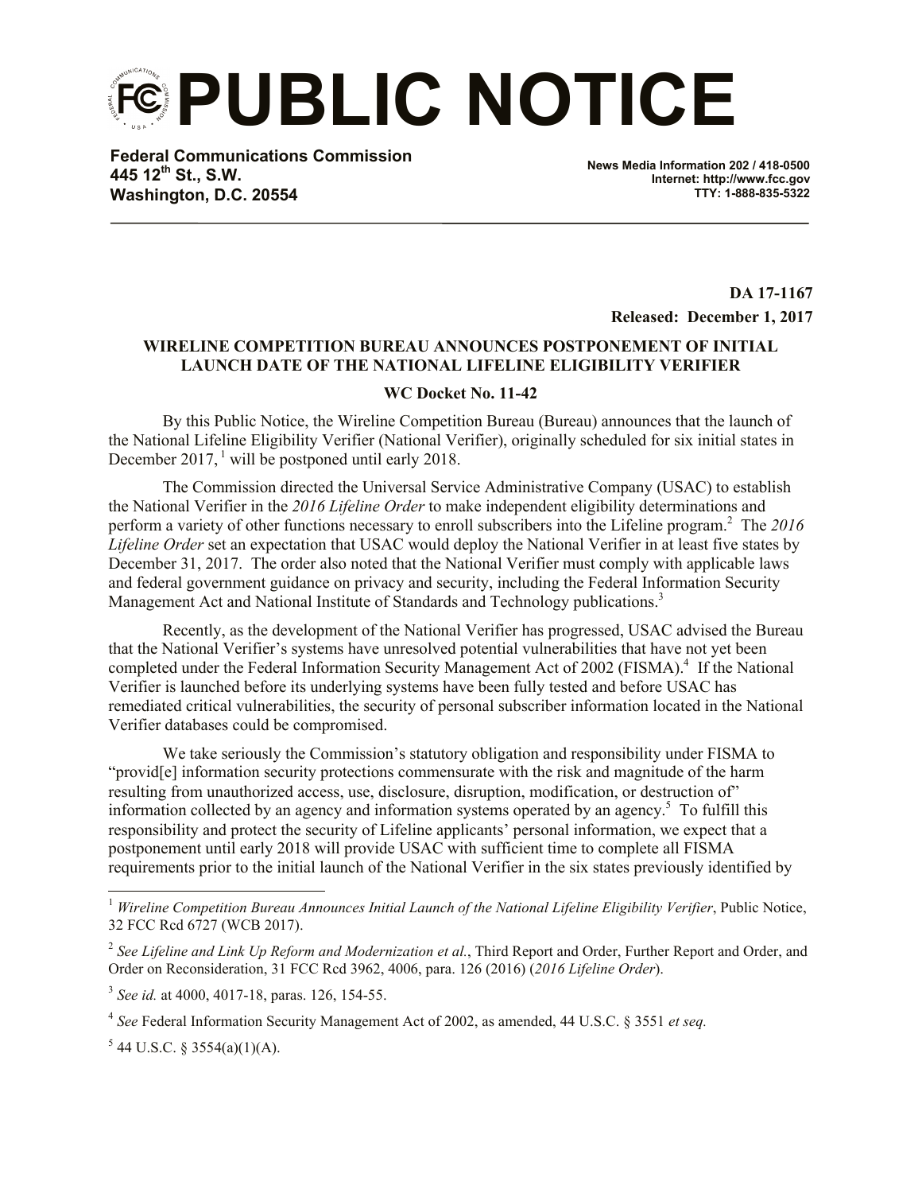# PUBLIC NOTICE

**Federal Communications Commission**
**445 12th St., S.W.**
**Washington, D.C. 20554**

**News Media Information 202 / 418-0500**
**Internet: http://www.fcc.gov**
**TTY: 1-888-835-5322**

**DA 17-1167**

**Released: December 1, 2017**

**WIRELINE COMPETITION BUREAU ANNOUNCES POSTPONEMENT OF INITIAL LAUNCH DATE OF THE NATIONAL LIFELINE ELIGIBILITY VERIFIER**

**WC Docket No. 11-42**

By this Public Notice, the Wireline Competition Bureau (Bureau) announces that the launch of the National Lifeline Eligibility Verifier (National Verifier), originally scheduled for six initial states in December 2017,[1] will be postponed until early 2018.

The Commission directed the Universal Service Administrative Company (USAC) to establish the National Verifier in the *2016 Lifeline Order* to make independent eligibility determinations and perform a variety of other functions necessary to enroll subscribers into the Lifeline program.[2] The *2016 Lifeline Order* set an expectation that USAC would deploy the National Verifier in at least five states by December 31, 2017. The order also noted that the National Verifier must comply with applicable laws and federal government guidance on privacy and security, including the Federal Information Security Management Act and National Institute of Standards and Technology publications.[3]

Recently, as the development of the National Verifier has progressed, USAC advised the Bureau that the National Verifier's systems have unresolved potential vulnerabilities that have not yet been completed under the Federal Information Security Management Act of 2002 (FISMA).[4] If the National Verifier is launched before its underlying systems have been fully tested and before USAC has remediated critical vulnerabilities, the security of personal subscriber information located in the National Verifier databases could be compromised.

We take seriously the Commission's statutory obligation and responsibility under FISMA to "provid[e] information security protections commensurate with the risk and magnitude of the harm resulting from unauthorized access, use, disclosure, disruption, modification, or destruction of" information collected by an agency and information systems operated by an agency.[5] To fulfill this responsibility and protect the security of Lifeline applicants' personal information, we expect that a postponement until early 2018 will provide USAC with sufficient time to complete all FISMA requirements prior to the initial launch of the National Verifier in the six states previously identified by

---

[1] *Wireline Competition Bureau Announces Initial Launch of the National Lifeline Eligibility Verifier*, Public Notice, 32 FCC Rcd 6727 (WCB 2017).

[2] *See Lifeline and Link Up Reform and Modernization et al.*, Third Report and Order, Further Report and Order, and Order on Reconsideration, 31 FCC Rcd 3962, 4006, para. 126 (2016) (*2016 Lifeline Order*).

[3] *See id.* at 4000, 4017-18, paras. 126, 154-55.

[4] *See* Federal Information Security Management Act of 2002, as amended, 44 U.S.C. § 3551 *et seq.*

[5] 44 U.S.C. § 3554(a)(1)(A).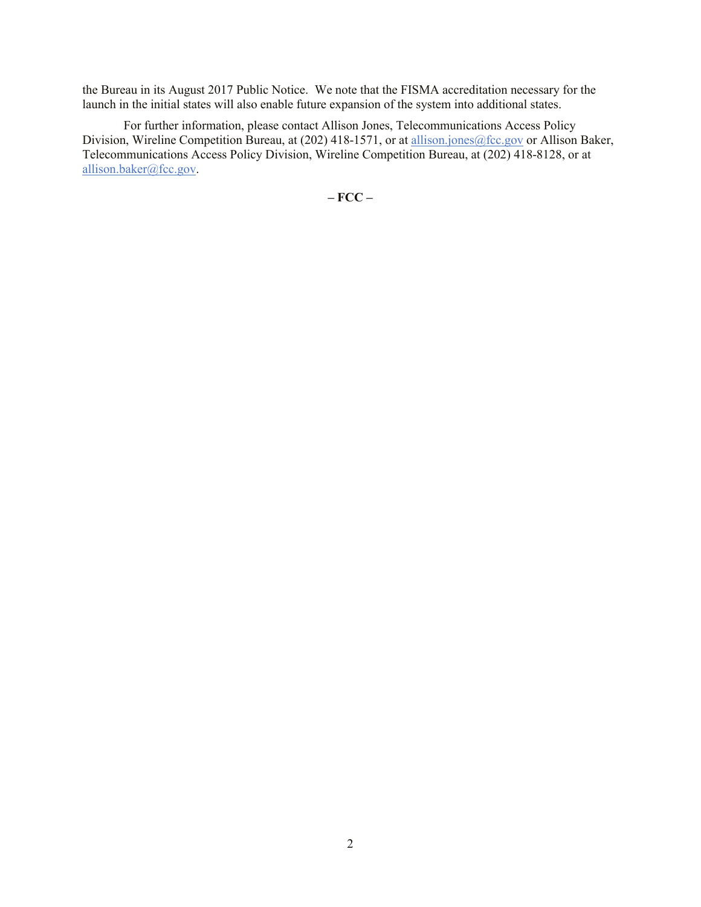the Bureau in its August 2017 Public Notice. We note that the FISMA accreditation necessary for the launch in the initial states will also enable future expansion of the system into additional states.

For further information, please contact Allison Jones, Telecommunications Access Policy Division, Wireline Competition Bureau, at (202) 418-1571, or at allison.jones@fcc.gov or Allison Baker, Telecommunications Access Policy Division, Wireline Competition Bureau, at (202) 418-8128, or at allison.baker@fcc.gov.

**– FCC –**